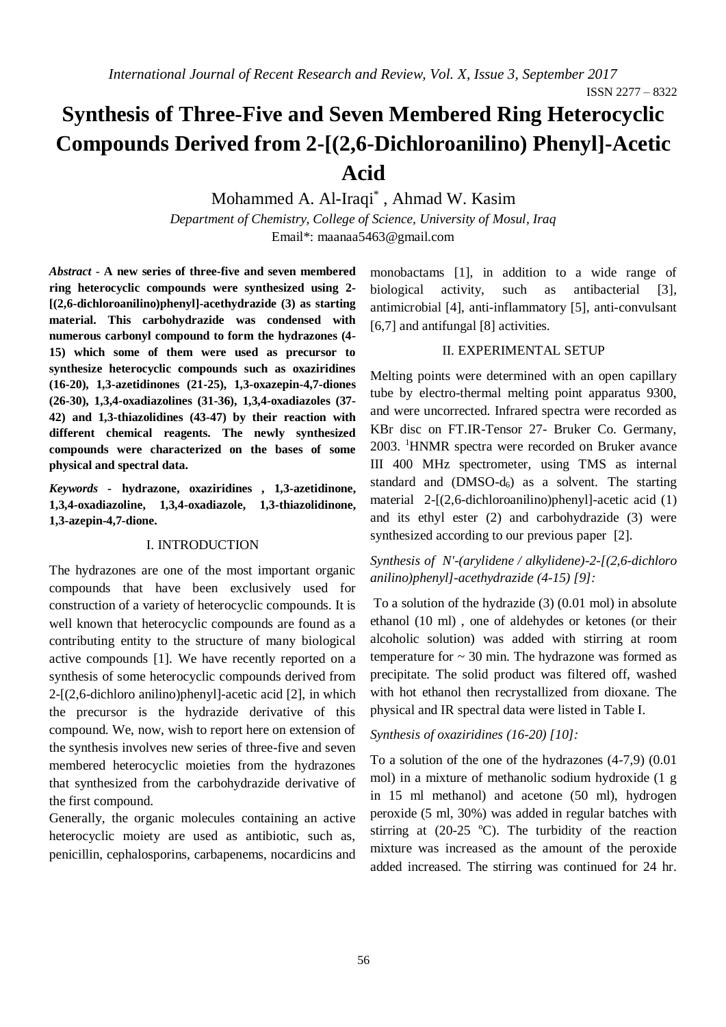# Synthesis of Three-Five and Seven Membered Ring Heterocyclic Compounds Derived from 2-[(2,6-Dichloroanilino) Phenyl]-Acetic Acid

Mohammed A. Al-Iraqi*, Ahmad W. Kasim

*Department of Chemistry, College of Science, University of Mosul, Iraq*

Email*: maanaa5463@gmail.com

***Abstract*** - **A new series of three-five and seven membered ring heterocyclic compounds were synthesized using 2-[(2,6-dichloroanilino)phenyl]-acethydrazide (3) as starting material. This carbohydrazide was condensed with numerous carbonyl compound to form the hydrazones (4-15) which some of them were used as precursor to synthesize heterocyclic compounds such as oxaziridines (16-20), 1,3-azetidinones (21-25), 1,3-oxazepin-4,7-diones (26-30), 1,3,4-oxadiazolines (31-36), 1,3,4-oxadiazoles (37-42) and 1,3-thiazolidines (43-47) by their reaction with different chemical reagents. The newly synthesized compounds were characterized on the bases of some physical and spectral data.**

***Keywords*** - **hydrazone, oxaziridines , 1,3-azetidinone, 1,3,4-oxadiazoline, 1,3,4-oxadiazole, 1,3-thiazolidinone, 1,3-azepin-4,7-dione.**

## I. INTRODUCTION

The hydrazones are one of the most important organic compounds that have been exclusively used for construction of a variety of heterocyclic compounds. It is well known that heterocyclic compounds are found as a contributing entity to the structure of many biological active compounds [1]. We have recently reported on a synthesis of some heterocyclic compounds derived from 2-[(2,6-dichloro anilino)phenyl]-acetic acid [2], in which the precursor is the hydrazide derivative of this compound. We, now, wish to report here on extension of the synthesis involves new series of three-five and seven membered heterocyclic moieties from the hydrazones that synthesized from the carbohydrazide derivative of the first compound.

Generally, the organic molecules containing an active heterocyclic moiety are used as antibiotic, such as, penicillin, cephalosporins, carbapenems, nocardicins and monobactams [1], in addition to a wide range of biological activity, such as antibacterial [3], antimicrobial [4], anti-inflammatory [5], anti-convulsant [6,7] and antifungal [8] activities.

## II. EXPERIMENTAL SETUP

Melting points were determined with an open capillary tube by electro-thermal melting point apparatus 9300, and were uncorrected. Infrared spectra were recorded as KBr disc on FT.IR-Tensor 27- Bruker Co. Germany, 2003. $^{1}$HNMR spectra were recorded on Bruker avance III 400 MHz spectrometer, using TMS as internal standard and (DMSO-$d_6$) as a solvent. The starting material 2-[(2,6-dichloroanilino)phenyl]-acetic acid (1) and its ethyl ester (2) and carbohydrazide (3) were synthesized according to our previous paper [2].

*Synthesis of N'-(arylidene / alkylidene)-2-[(2,6-dichloro anilino)phenyl]-acethydrazide (4-15) [9]:*

To a solution of the hydrazide (3) (0.01 mol) in absolute ethanol (10 ml) , one of aldehydes or ketones (or their alcoholic solution) was added with stirring at room temperature for ~ 30 min. The hydrazone was formed as precipitate. The solid product was filtered off, washed with hot ethanol then recrystallized from dioxane. The physical and IR spectral data were listed in Table I.

*Synthesis of oxaziridines (16-20) [10]:*

To a solution of the one of the hydrazones (4-7,9) (0.01 mol) in a mixture of methanolic sodium hydroxide (1 g in 15 ml methanol) and acetone (50 ml), hydrogen peroxide (5 ml, 30%) was added in regular batches with stirring at (20-25 °C). The turbidity of the reaction mixture was increased as the amount of the peroxide added increased. The stirring was continued for 24 hr.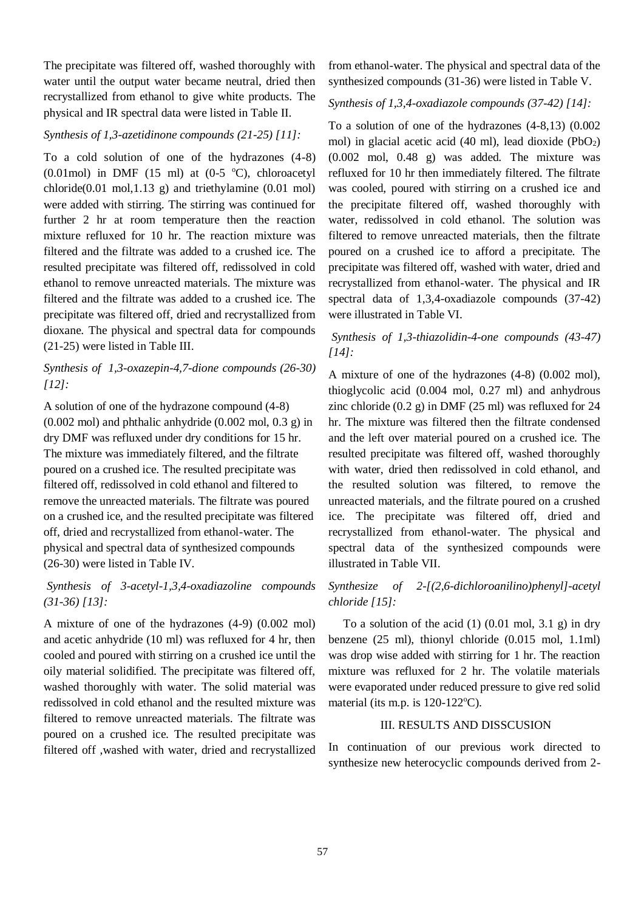The precipitate was filtered off, washed thoroughly with water until the output water became neutral, dried then recrystallized from ethanol to give white products. The physical and IR spectral data were listed in Table II.

*Synthesis of 1,3-azetidinone compounds (21-25) [11]:*

To a cold solution of one of the hydrazones (4-8) (0.01mol) in DMF (15 ml) at (0-5 $^{o}$C), chloroacetyl chloride(0.01 mol,1.13 g) and triethylamine (0.01 mol) were added with stirring. The stirring was continued for further 2 hr at room temperature then the reaction mixture refluxed for 10 hr. The reaction mixture was filtered and the filtrate was added to a crushed ice. The resulted precipitate was filtered off, redissolved in cold ethanol to remove unreacted materials. The mixture was filtered and the filtrate was added to a crushed ice. The precipitate was filtered off, dried and recrystallized from dioxane. The physical and spectral data for compounds (21-25) were listed in Table III.

*Synthesis of 1,3-oxazepin-4,7-dione compounds (26-30) [12]:*

A solution of one of the hydrazone compound (4-8) (0.002 mol) and phthalic anhydride (0.002 mol, 0.3 g) in dry DMF was refluxed under dry conditions for 15 hr. The mixture was immediately filtered, and the filtrate poured on a crushed ice. The resulted precipitate was filtered off, redissolved in cold ethanol and filtered to remove the unreacted materials. The filtrate was poured on a crushed ice, and the resulted precipitate was filtered off, dried and recrystallized from ethanol-water. The physical and spectral data of synthesized compounds (26-30) were listed in Table IV.

*Synthesis of 3-acetyl-1,3,4-oxadiazoline compounds (31-36) [13]:*

A mixture of one of the hydrazones (4-9) (0.002 mol) and acetic anhydride (10 ml) was refluxed for 4 hr, then cooled and poured with stirring on a crushed ice until the oily material solidified. The precipitate was filtered off, washed thoroughly with water. The solid material was redissolved in cold ethanol and the resulted mixture was filtered to remove unreacted materials. The filtrate was poured on a crushed ice. The resulted precipitate was filtered off ,washed with water, dried and recrystallized from ethanol-water. The physical and spectral data of the synthesized compounds (31-36) were listed in Table V.

*Synthesis of 1,3,4-oxadiazole compounds (37-42) [14]:*

To a solution of one of the hydrazones (4-8,13) (0.002 mol) in glacial acetic acid (40 ml), lead dioxide ($PbO_2$) (0.002 mol, 0.48 g) was added. The mixture was refluxed for 10 hr then immediately filtered. The filtrate was cooled, poured with stirring on a crushed ice and the precipitate filtered off, washed thoroughly with water, redissolved in cold ethanol. The solution was filtered to remove unreacted materials, then the filtrate poured on a crushed ice to afford a precipitate. The precipitate was filtered off, washed with water, dried and recrystallized from ethanol-water. The physical and IR spectral data of 1,3,4-oxadiazole compounds (37-42) were illustrated in Table VI.

*Synthesis of 1,3-thiazolidin-4-one compounds (43-47) [14]:*

A mixture of one of the hydrazones (4-8) (0.002 mol), thioglycolic acid (0.004 mol, 0.27 ml) and anhydrous zinc chloride (0.2 g) in DMF (25 ml) was refluxed for 24 hr. The mixture was filtered then the filtrate condensed and the left over material poured on a crushed ice. The resulted precipitate was filtered off, washed thoroughly with water, dried then redissolved in cold ethanol, and the resulted solution was filtered, to remove the unreacted materials, and the filtrate poured on a crushed ice. The precipitate was filtered off, dried and recrystallized from ethanol-water. The physical and spectral data of the synthesized compounds were illustrated in Table VII.

*Synthesize of 2-[(2,6-dichloroanilino)phenyl]-acetyl chloride [15]:*

To a solution of the acid (1) (0.01 mol, 3.1 g) in dry benzene (25 ml), thionyl chloride (0.015 mol, 1.1ml) was drop wise added with stirring for 1 hr. The reaction mixture was refluxed for 2 hr. The volatile materials were evaporated under reduced pressure to give red solid material (its m.p. is 120-122$^{o}$C).

## III. RESULTS AND DISSCUSION

In continuation of our previous work directed to synthesize new heterocyclic compounds derived from 2-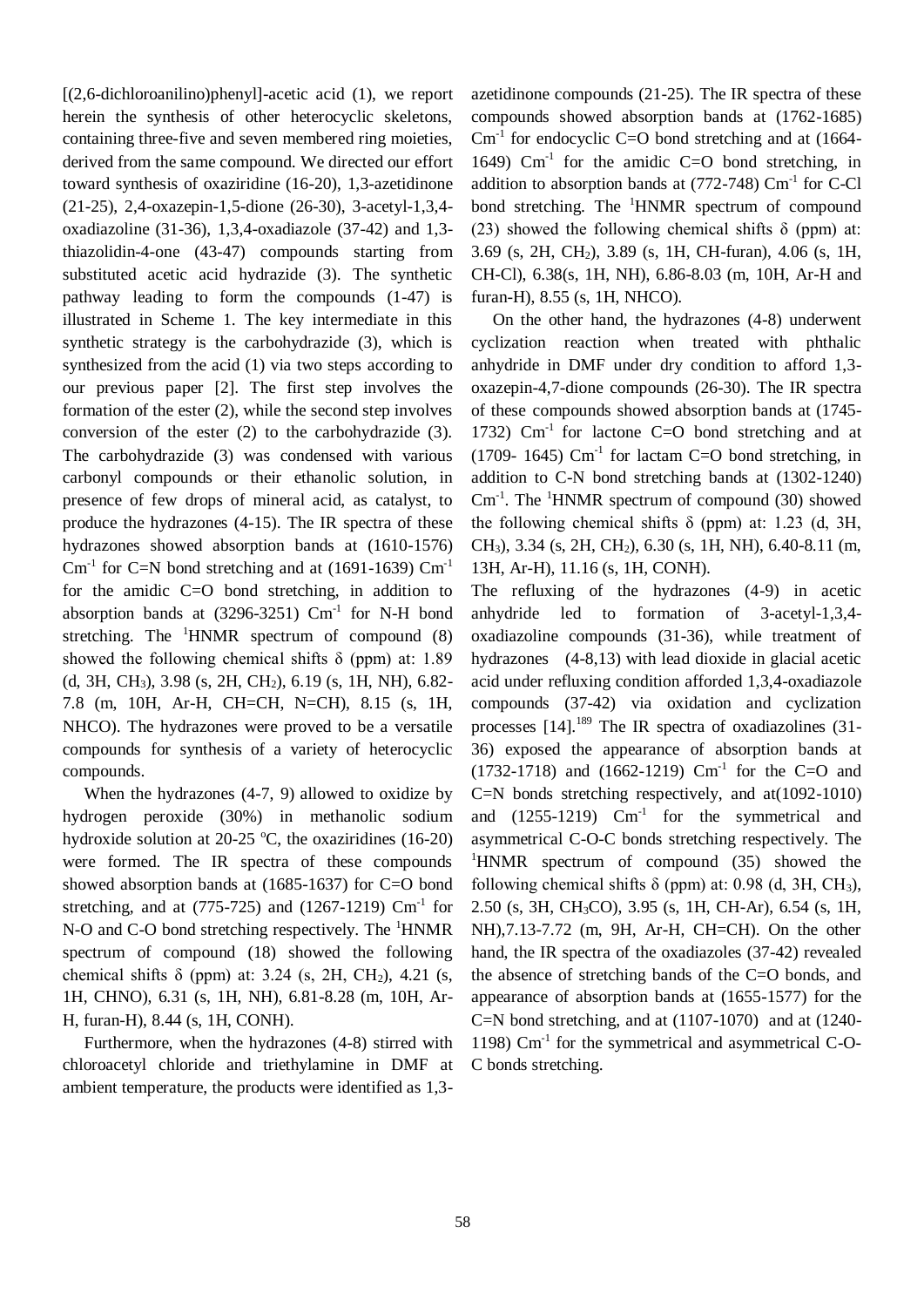[(2,6-dichloroanilino)phenyl]-acetic acid (1), we report herein the synthesis of other heterocyclic skeletons, containing three-five and seven membered ring moieties, derived from the same compound. We directed our effort toward synthesis of oxaziridine (16-20), 1,3-azetidinone (21-25), 2,4-oxazepin-1,5-dione (26-30), 3-acetyl-1,3,4-oxadiazoline (31-36), 1,3,4-oxadiazole (37-42) and 1,3-thiazolidin-4-one (43-47) compounds starting from substituted acetic acid hydrazide (3). The synthetic pathway leading to form the compounds (1-47) is illustrated in Scheme 1. The key intermediate in this synthetic strategy is the carbohydrazide (3), which is synthesized from the acid (1) via two steps according to our previous paper [2]. The first step involves the formation of the ester (2), while the second step involves conversion of the ester (2) to the carbohydrazide (3). The carbohydrazide (3) was condensed with various carbonyl compounds or their ethanolic solution, in presence of few drops of mineral acid, as catalyst, to produce the hydrazones (4-15). The IR spectra of these hydrazones showed absorption bands at (1610-1576) $Cm^{-1}$ for C=N bond stretching and at (1691-1639) $Cm^{-1}$ for the amidic C=O bond stretching, in addition to absorption bands at (3296-3251) $Cm^{-1}$ for N-H bond stretching. The $^1$HNMR spectrum of compound (8) showed the following chemical shifts δ (ppm) at: 1.89 (d, 3H, $CH_3$), 3.98 (s, 2H, $CH_2$), 6.19 (s, 1H, NH), 6.82-7.8 (m, 10H, Ar-H, CH=CH, N=CH), 8.15 (s, 1H, NHCO). The hydrazones were proved to be a versatile compounds for synthesis of a variety of heterocyclic compounds.

When the hydrazones (4-7, 9) allowed to oxidize by hydrogen peroxide (30%) in methanolic sodium hydroxide solution at 20-25 °C, the oxaziridines (16-20) were formed. The IR spectra of these compounds showed absorption bands at (1685-1637) for C=O bond stretching, and at (775-725) and (1267-1219) $Cm^{-1}$ for N-O and C-O bond stretching respectively. The $^1$HNMR spectrum of compound (18) showed the following chemical shifts δ (ppm) at: 3.24 (s, 2H, $CH_2$), 4.21 (s, 1H, CHNO), 6.31 (s, 1H, NH), 6.81-8.28 (m, 10H, Ar-H, furan-H), 8.44 (s, 1H, CONH).

Furthermore, when the hydrazones (4-8) stirred with chloroacetyl chloride and triethylamine in DMF at ambient temperature, the products were identified as 1,3-azetidinone compounds (21-25). The IR spectra of these compounds showed absorption bands at (1762-1685) $Cm^{-1}$ for endocyclic C=O bond stretching and at (1664-1649) $Cm^{-1}$ for the amidic C=O bond stretching, in addition to absorption bands at (772-748) $Cm^{-1}$ for C-Cl bond stretching. The $^1$HNMR spectrum of compound (23) showed the following chemical shifts δ (ppm) at: 3.69 (s, 2H, $CH_2$), 3.89 (s, 1H, CH-furan), 4.06 (s, 1H, CH-Cl), 6.38(s, 1H, NH), 6.86-8.03 (m, 10H, Ar-H and furan-H), 8.55 (s, 1H, NHCO).

On the other hand, the hydrazones (4-8) underwent cyclization reaction when treated with phthalic anhydride in DMF under dry condition to afford 1,3-oxazepin-4,7-dione compounds (26-30). The IR spectra of these compounds showed absorption bands at (1745-1732) $Cm^{-1}$ for lactone C=O bond stretching and at (1709- 1645) $Cm^{-1}$ for lactam C=O bond stretching, in addition to C-N bond stretching bands at (1302-1240) $Cm^{-1}$. The $^1$HNMR spectrum of compound (30) showed the following chemical shifts δ (ppm) at: 1.23 (d, 3H, $CH_3$), 3.34 (s, 2H, $CH_2$), 6.30 (s, 1H, NH), 6.40-8.11 (m, 13H, Ar-H), 11.16 (s, 1H, CONH).

The refluxing of the hydrazones (4-9) in acetic anhydride led to formation of 3-acetyl-1,3,4-oxadiazoline compounds (31-36), while treatment of hydrazones (4-8,13) with lead dioxide in glacial acetic acid under refluxing condition afforded 1,3,4-oxadiazole compounds (37-42) via oxidation and cyclization processes [14].[189] The IR spectra of oxadiazolines (31-36) exposed the appearance of absorption bands at (1732-1718) and (1662-1219) $Cm^{-1}$ for the C=O and C=N bonds stretching respectively, and at(1092-1010) and (1255-1219) $Cm^{-1}$ for the symmetrical and asymmetrical C-O-C bonds stretching respectively. The $^1$HNMR spectrum of compound (35) showed the following chemical shifts δ (ppm) at: 0.98 (d, 3H, $CH_3$), 2.50 (s, 3H, $CH_3CO$), 3.95 (s, 1H, CH-Ar), 6.54 (s, 1H, NH),7.13-7.72 (m, 9H, Ar-H, CH=CH). On the other hand, the IR spectra of the oxadiazoles (37-42) revealed the absence of stretching bands of the C=O bonds, and appearance of absorption bands at (1655-1577) for the C=N bond stretching, and at (1107-1070) and at (1240-1198) $Cm^{-1}$ for the symmetrical and asymmetrical C-O-C bonds stretching.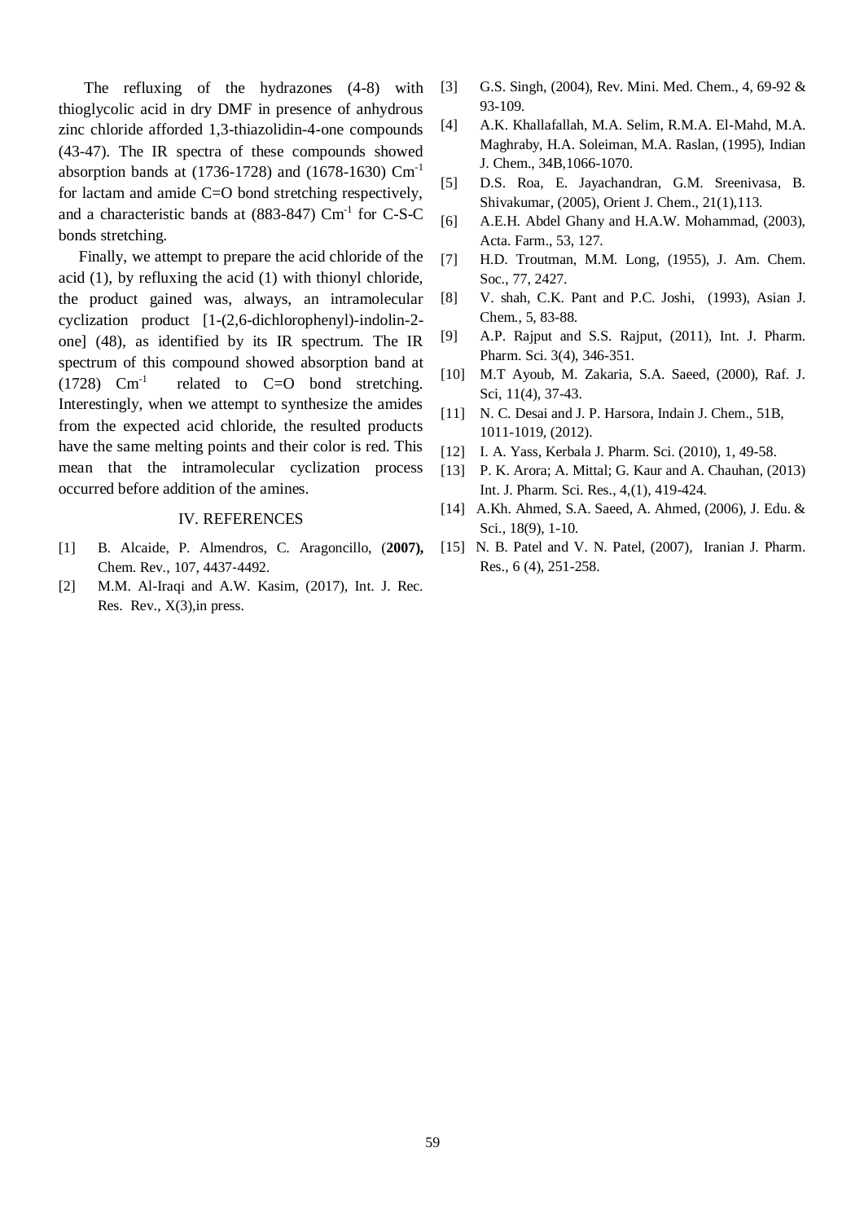The refluxing of the hydrazones (4-8) with thioglycolic acid in dry DMF in presence of anhydrous zinc chloride afforded 1,3-thiazolidin-4-one compounds (43-47). The IR spectra of these compounds showed absorption bands at (1736-1728) and (1678-1630) $Cm^{-1}$ for lactam and amide C=O bond stretching respectively, and a characteristic bands at (883-847) $Cm^{-1}$ for C-S-C bonds stretching.

Finally, we attempt to prepare the acid chloride of the acid (1), by refluxing the acid (1) with thionyl chloride, the product gained was, always, an intramolecular cyclization product [1-(2,6-dichlorophenyl)-indolin-2-one] (48), as identified by its IR spectrum. The IR spectrum of this compound showed absorption band at (1728) $Cm^{-1}$ related to C=O bond stretching. Interestingly, when we attempt to synthesize the amides from the expected acid chloride, the resulted products have the same melting points and their color is red. This mean that the intramolecular cyclization process occurred before addition of the amines.

## IV. REFERENCES

[1] B. Alcaide, P. Almendros, C. Aragoncillo, (**2007),** Chem. Rev., 107, 4437-4492.

[2] M.M. Al-Iraqi and A.W. Kasim, (2017), Int. J. Rec. Res. Rev., X(3),in press.

[3] G.S. Singh, (2004), Rev. Mini. Med. Chem., 4, 69-92 & 93-109.

[4] A.K. Khallafallah, M.A. Selim, R.M.A. El-Mahd, M.A. Maghraby, H.A. Soleiman, M.A. Raslan, (1995), Indian J. Chem., 34B,1066-1070.

[5] D.S. Roa, E. Jayachandran, G.M. Sreenivasa, B. Shivakumar, (2005), Orient J. Chem., 21(1),113.

[6] A.E.H. Abdel Ghany and H.A.W. Mohammad, (2003), Acta. Farm., 53, 127.

[7] H.D. Troutman, M.M. Long, (1955), J. Am. Chem. Soc., 77, 2427.

[8] V. shah, C.K. Pant and P.C. Joshi, (1993), Asian J. Chem., 5, 83-88.

[9] A.P. Rajput and S.S. Rajput, (2011), Int. J. Pharm. Pharm. Sci. 3(4), 346-351.

[10] M.T Ayoub, M. Zakaria, S.A. Saeed, (2000), Raf. J. Sci, 11(4), 37-43.

[11] N. C. Desai and J. P. Harsora, Indain J. Chem., 51B, 1011-1019, (2012).

[12] I. A. Yass, Kerbala J. Pharm. Sci. (2010), 1, 49-58.

[13] P. K. Arora; A. Mittal; G. Kaur and A. Chauhan, (2013) Int. J. Pharm. Sci. Res., 4,(1), 419-424.

[14] A.Kh. Ahmed, S.A. Saeed, A. Ahmed, (2006), J. Edu. & Sci., 18(9), 1-10.

[15] N. B. Patel and V. N. Patel, (2007), Iranian J. Pharm. Res., 6 (4), 251-258.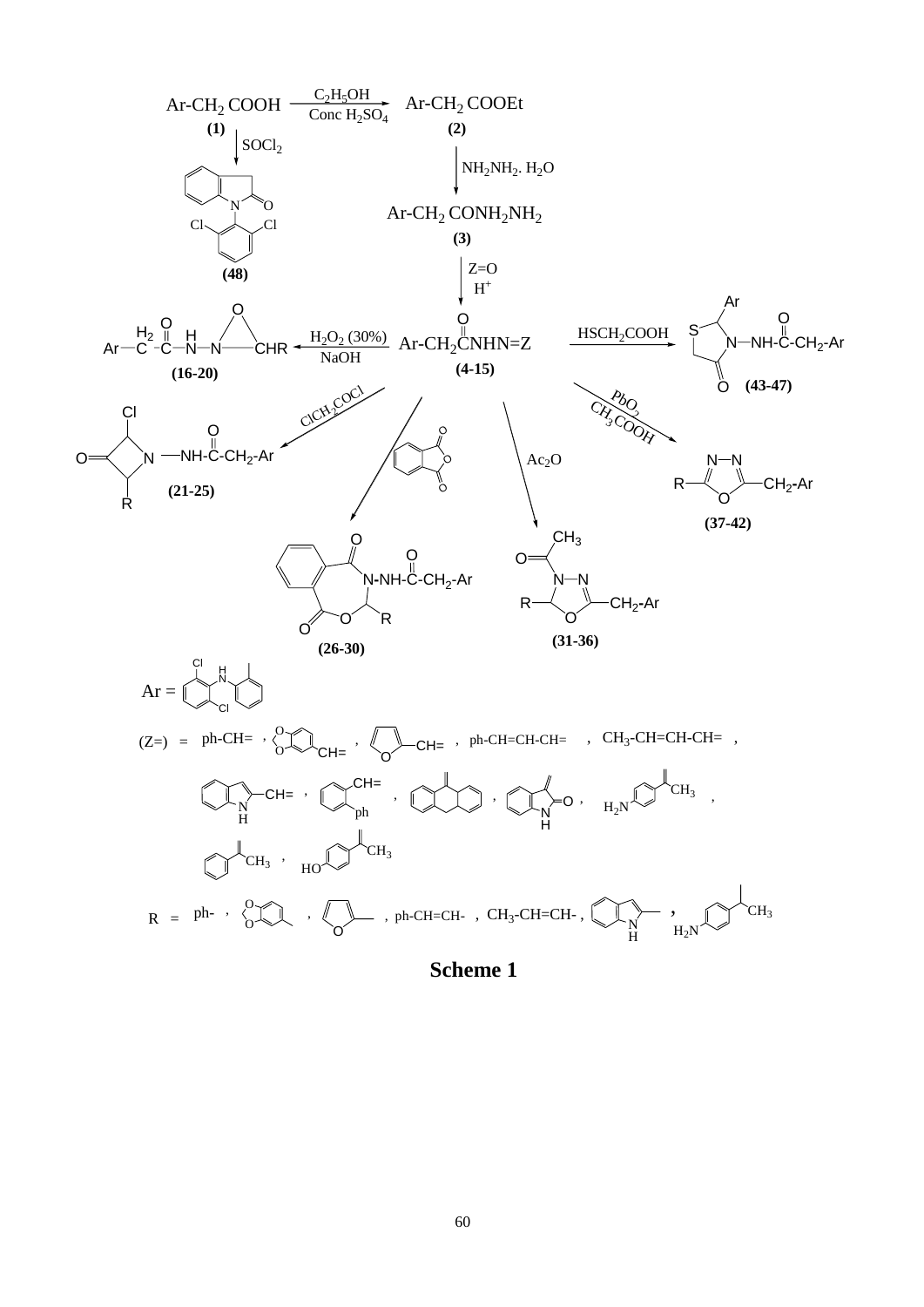Ar-$CH_2$ COOH —($C_2H_5OH$, Conc $H_2SO_4$)→ Ar-$CH_2$ COOEt

**(1)** **(2)**

**(1)** —$SOCl_2$→ **(48)**

**(2)** —$NH_2NH_2$. $H_2O$→ Ar-$CH_2$ $CONH_2NH_2$ **(3)**

**(3)** —Z=O, $H^+$→ Ar-$CH_2$CNHN=Z **(4-15)**

**(4-15)** —$H_2O_2$ (30%), NaOH→ **(16-20)**

**(4-15)** —$HSCH_2COOH$→ **(43-47)**

**(4-15)** —$ClCH_2COCl$→ **(21-25)**

**(4-15)** —phthalic anhydride→ **(26-30)**

**(4-15)** —$Ac_2O$→ **(31-36)**

**(4-15)** —$PbO_2$, $CH_3COOH$→ **(37-42)**

Ar =

(Z=) = ph-CH= , , , ph-CH=CH-CH= , $CH_3$-CH=CH-CH= ,

, , , , ,

,

R = ph- , , , ph-CH=CH- , $CH_3$-CH=CH- , ,

**Scheme 1**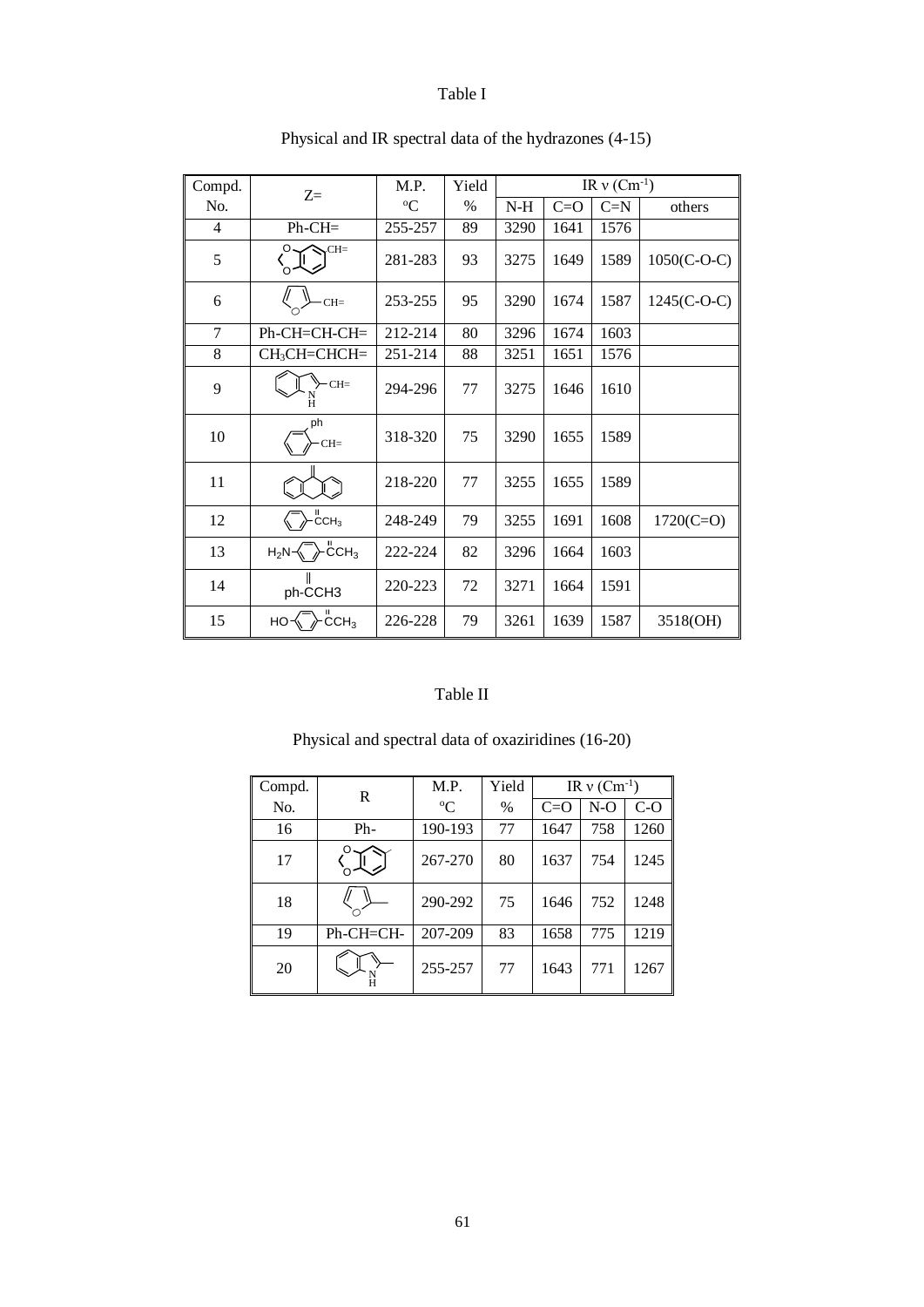# Table I

Physical and IR spectral data of the hydrazones (4-15)

| Compd. No. | Z= | M.P. °C | Yield % | IR ν ($Cm^{-1}$) N-H | C=O | C=N | others |
|---|---|---|---|---|---|---|---|
| 4 | Ph-CH= | 255-257 | 89 | 3290 | 1641 | 1576 | |
| 5 | 3,4-methylenedioxyphenyl-CH= | 281-283 | 93 | 3275 | 1649 | 1589 | 1050(C-O-C) |
| 6 | 2-furyl-CH= | 253-255 | 95 | 3290 | 1674 | 1587 | 1245(C-O-C) |
| 7 | Ph-CH=CH-CH= | 212-214 | 80 | 3296 | 1674 | 1603 | |
| 8 | $CH_3CH$=CHCH= | 251-214 | 88 | 3251 | 1651 | 1576 | |
| 9 | indol-3-yl-CH= | 294-296 | 77 | 3275 | 1646 | 1610 | |
| 10 | 2-ph-phenyl-CH= | 318-320 | 75 | 3290 | 1655 | 1589 | |
| 11 | anthrone-ylidene (=C) | 218-220 | 77 | 3255 | 1655 | 1589 | |
| 12 | phenyl-C($CH_3$)= | 248-249 | 79 | 3255 | 1691 | 1608 | 1720(C=O) |
| 13 | $H_2N$-$C_6H_4$-C($CH_3$)= | 222-224 | 82 | 3296 | 1664 | 1603 | |
| 14 | ph-C(CH3)= | 220-223 | 72 | 3271 | 1664 | 1591 | |
| 15 | HO-$C_6H_4$-C($CH_3$)= | 226-228 | 79 | 3261 | 1639 | 1587 | 3518(OH) |

# Table II

Physical and spectral data of oxaziridines (16-20)

| Compd. No. | R | M.P. °C | Yield % | IR ν ($Cm^{-1}$) C=O | N-O | C-O |
|---|---|---|---|---|---|---|
| 16 | Ph- | 190-193 | 77 | 1647 | 758 | 1260 |
| 17 | 3,4-methylenedioxyphenyl- | 267-270 | 80 | 1637 | 754 | 1245 |
| 18 | 2-furyl- | 290-292 | 75 | 1646 | 752 | 1248 |
| 19 | Ph-CH=CH- | 207-209 | 83 | 1658 | 775 | 1219 |
| 20 | indol-3-yl- | 255-257 | 77 | 1643 | 771 | 1267 |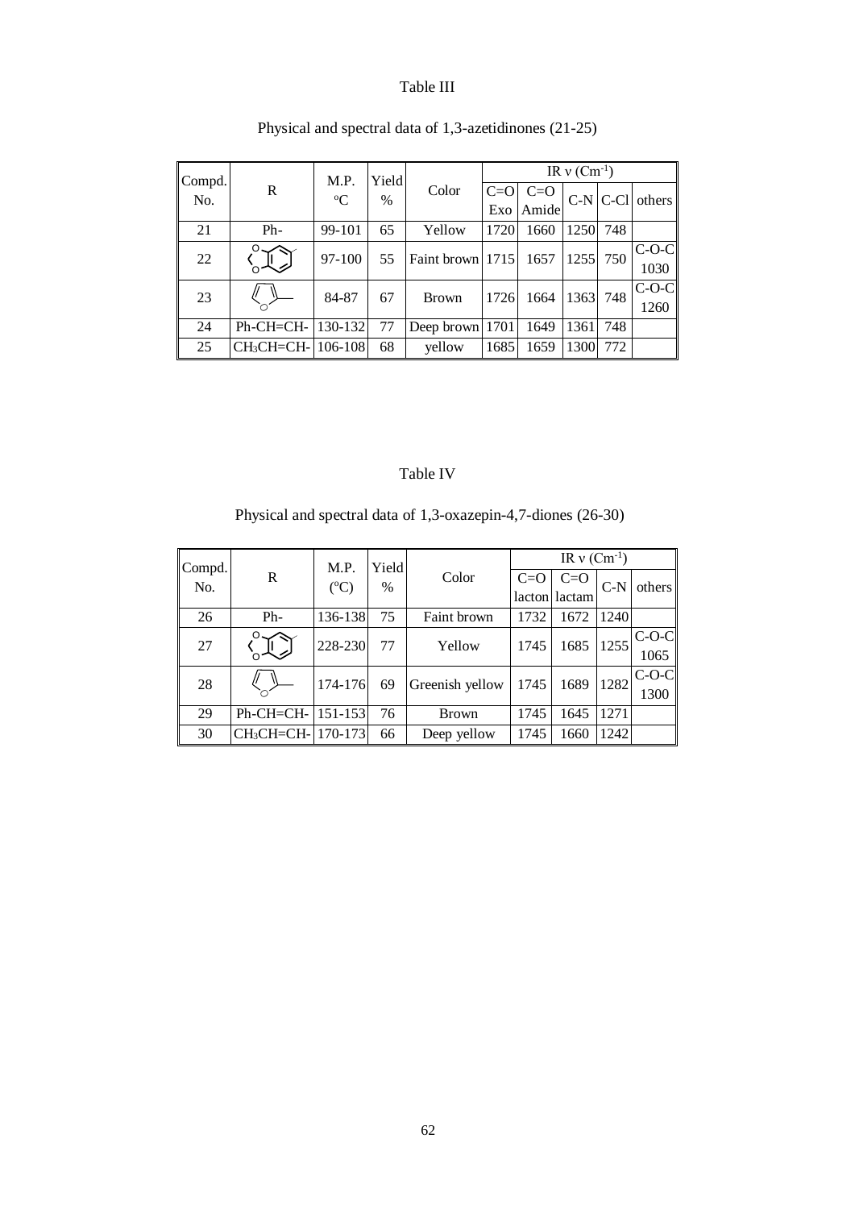Table III

Physical and spectral data of 1,3-azetidinones (21-25)

| Compd. No. | R | M.P. °C | Yield % | Color | IR ν ($Cm^{-1}$) | | | | |
|---|---|---|---|---|---|---|---|---|---|
| | | | | | C=O Exo | C=O Amide | C-N | C-Cl | others |
| 21 | Ph- | 99-101 | 65 | Yellow | 1720 | 1660 | 1250 | 748 | |
| 22 | 1,3-benzodioxol-5-yl | 97-100 | 55 | Faint brown | 1715 | 1657 | 1255 | 750 | C-O-C 1030 |
| 23 | 2-furyl | 84-87 | 67 | Brown | 1726 | 1664 | 1363 | 748 | C-O-C 1260 |
| 24 | Ph-CH=CH- | 130-132 | 77 | Deep brown | 1701 | 1649 | 1361 | 748 | |
| 25 | $CH_3CH$=CH- | 106-108 | 68 | yellow | 1685 | 1659 | 1300 | 772 | |

Table IV

Physical and spectral data of 1,3-oxazepin-4,7-diones (26-30)

| Compd. No. | R | M.P. (°C) | Yield % | Color | IR ν ($Cm^{-1}$) | | | |
|---|---|---|---|---|---|---|---|---|
| | | | | | C=O lacton | C=O lactam | C-N | others |
| 26 | Ph- | 136-138 | 75 | Faint brown | 1732 | 1672 | 1240 | |
| 27 | 1,3-benzodioxol-5-yl | 228-230 | 77 | Yellow | 1745 | 1685 | 1255 | C-O-C 1065 |
| 28 | 2-furyl | 174-176 | 69 | Greenish yellow | 1745 | 1689 | 1282 | C-O-C 1300 |
| 29 | Ph-CH=CH- | 151-153 | 76 | Brown | 1745 | 1645 | 1271 | |
| 30 | $CH_3CH$=CH- | 170-173 | 66 | Deep yellow | 1745 | 1660 | 1242 | |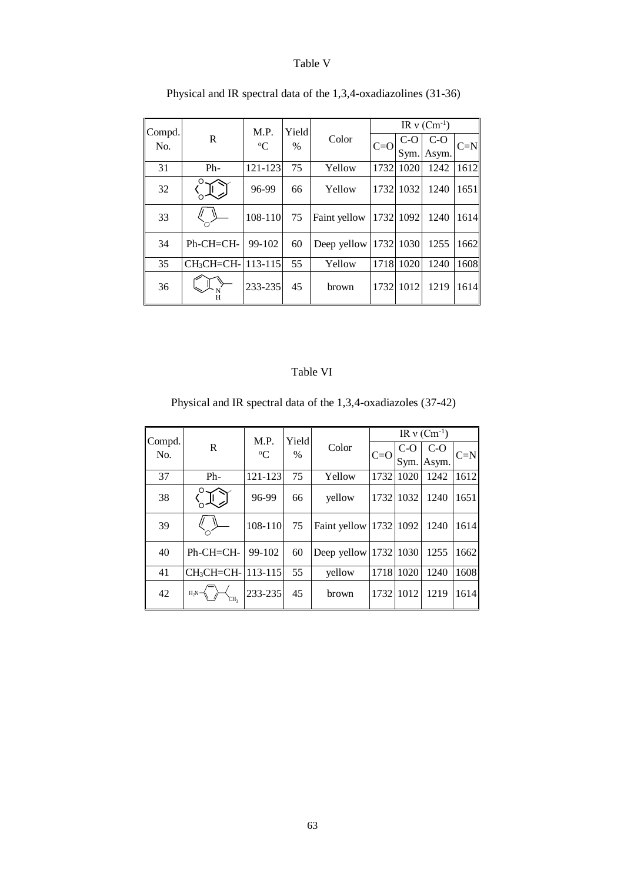## Table V

Physical and IR spectral data of the 1,3,4-oxadiazolines (31-36)

| Compd. No. | R | M.P. °C | Yield % | Color | IR ν ($Cm^{-1}$) | | | |
|---|---|---|---|---|---|---|---|---|
| | | | | | C=O | C-O Sym. | C-O Asym. | C=N |
| 31 | Ph- | 121-123 | 75 | Yellow | 1732 | 1020 | 1242 | 1612 |
| 32 | (1,3-benzodioxol-5-yl) | 96-99 | 66 | Yellow | 1732 | 1032 | 1240 | 1651 |
| 33 | (2-furyl) | 108-110 | 75 | Faint yellow | 1732 | 1092 | 1240 | 1614 |
| 34 | Ph-CH=CH- | 99-102 | 60 | Deep yellow | 1732 | 1030 | 1255 | 1662 |
| 35 | $CH_3CH=CH$- | 113-115 | 55 | Yellow | 1718 | 1020 | 1240 | 1608 |
| 36 | (indol-2-yl) | 233-235 | 45 | brown | 1732 | 1012 | 1219 | 1614 |

## Table VI

Physical and IR spectral data of the 1,3,4-oxadiazoles (37-42)

| Compd. No. | R | M.P. °C | Yield % | Color | IR ν ($Cm^{-1}$) | | | |
|---|---|---|---|---|---|---|---|---|
| | | | | | C=O | C-O Sym. | C-O Asym. | C=N |
| 37 | Ph- | 121-123 | 75 | Yellow | 1732 | 1020 | 1242 | 1612 |
| 38 | (1,3-benzodioxol-5-yl) | 96-99 | 66 | yellow | 1732 | 1032 | 1240 | 1651 |
| 39 | (2-furyl) | 108-110 | 75 | Faint yellow | 1732 | 1092 | 1240 | 1614 |
| 40 | Ph-CH=CH- | 99-102 | 60 | Deep yellow | 1732 | 1030 | 1255 | 1662 |
| 41 | $CH_3CH=CH$- | 113-115 | 55 | yellow | 1718 | 1020 | 1240 | 1608 |
| 42 | $H_2N$-$C_6H_4$-CH($CH_3$)- | 233-235 | 45 | brown | 1732 | 1012 | 1219 | 1614 |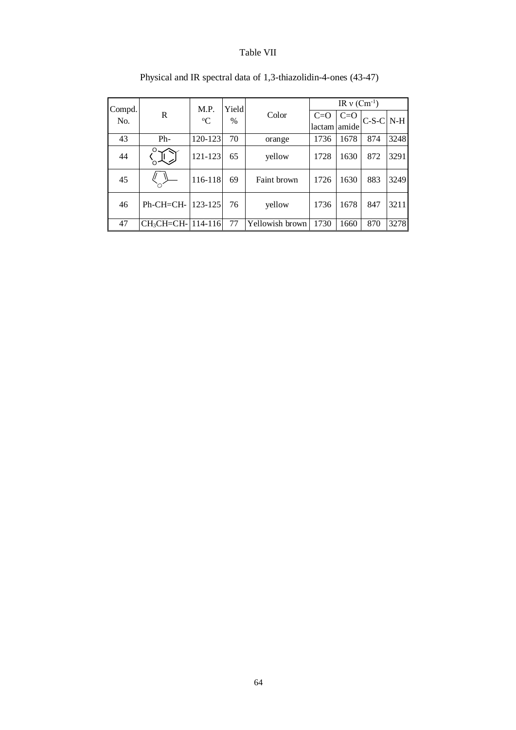# Table VII

Physical and IR spectral data of 1,3-thiazolidin-4-ones (43-47)

| Compd. No. | R | M.P. °C | Yield % | Color | IR ν ($Cm^{-1}$) | | | |
|---|---|---|---|---|---|---|---|---|
| | | | | | C=O lactam | C=O amide | C-S-C | N-H |
| 43 | Ph- | 120-123 | 70 | orange | 1736 | 1678 | 874 | 3248 |
| 44 | 3,4-methylenedioxyphenyl (structure) | 121-123 | 65 | yellow | 1728 | 1630 | 872 | 3291 |
| 45 | 2-furyl (structure) | 116-118 | 69 | Faint brown | 1726 | 1630 | 883 | 3249 |
| 46 | Ph-CH=CH- | 123-125 | 76 | yellow | 1736 | 1678 | 847 | 3211 |
| 47 | $CH_3CH=CH$- | 114-116 | 77 | Yellowish brown | 1730 | 1660 | 870 | 3278 |